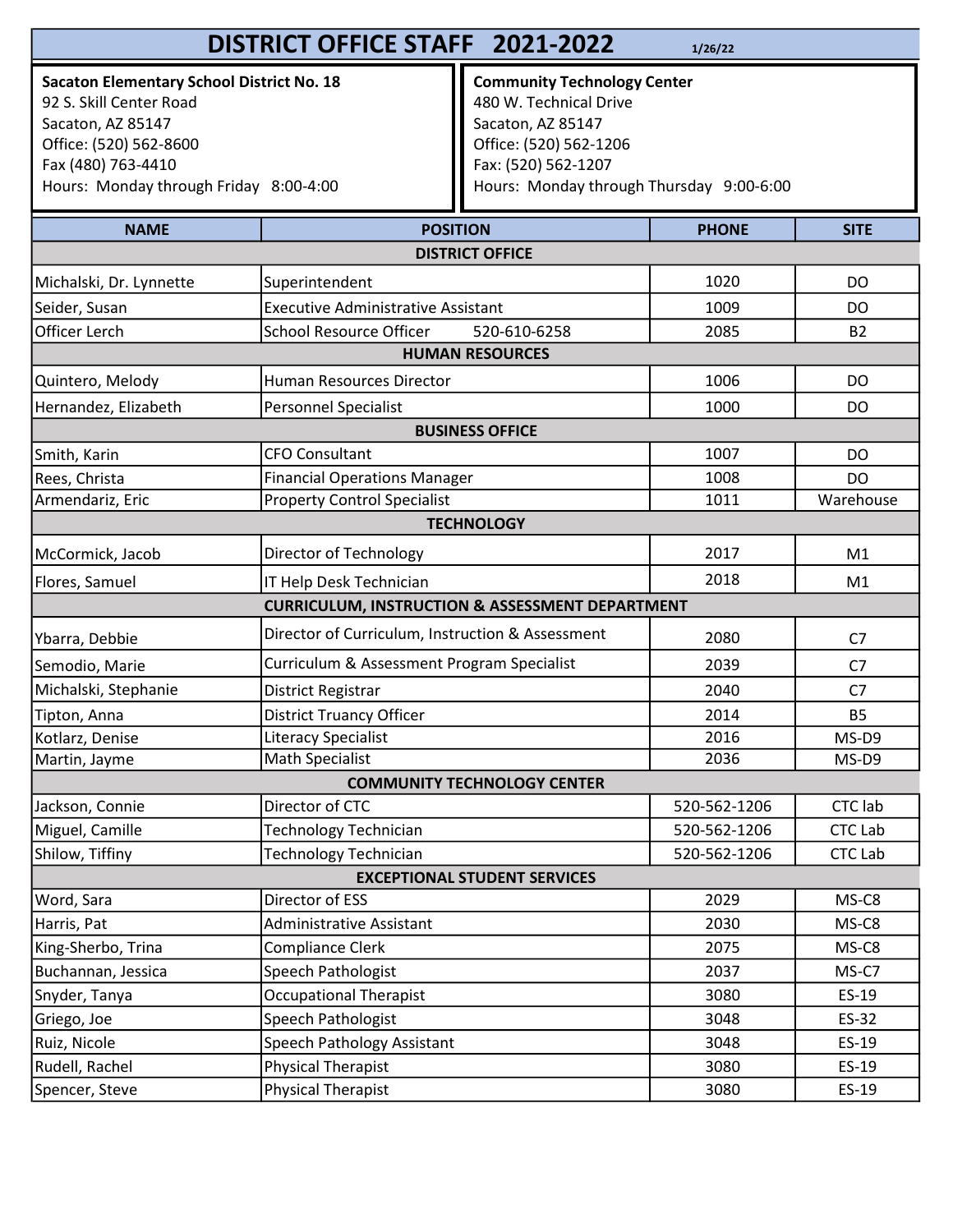# DISTRICT OFFICE STAFF 2021-2022

1/26/22

**Sacaton Elementary School District No. 18**
92 S. Skill Center Road
Sacaton, AZ 85147
Office: (520) 562-8600
Fax (480) 763-4410
Hours: Monday through Friday 8:00-4:00

**Community Technology Center**
480 W. Technical Drive
Sacaton, AZ 85147
Office: (520) 562-1206
Fax: (520) 562-1207
Hours: Monday through Thursday 9:00-6:00

| NAME | POSITION | PHONE | SITE |
|---|---|---|---|
| **DISTRICT OFFICE** | | | |
| Michalski, Dr. Lynnette | Superintendent | 1020 | DO |
| Seider, Susan | Executive Administrative Assistant | 1009 | DO |
| Officer Lerch | School Resource Officer 520-610-6258 | 2085 | B2 |
| **HUMAN RESOURCES** | | | |
| Quintero, Melody | Human Resources Director | 1006 | DO |
| Hernandez, Elizabeth | Personnel Specialist | 1000 | DO |
| **BUSINESS OFFICE** | | | |
| Smith, Karin | CFO Consultant | 1007 | DO |
| Rees, Christa | Financial Operations Manager | 1008 | DO |
| Armendariz, Eric | Property Control Specialist | 1011 | Warehouse |
| **TECHNOLOGY** | | | |
| McCormick, Jacob | Director of Technology | 2017 | M1 |
| Flores, Samuel | IT Help Desk Technician | 2018 | M1 |
| **CURRICULUM, INSTRUCTION & ASSESSMENT DEPARTMENT** | | | |
| Ybarra, Debbie | Director of Curriculum, Instruction & Assessment | 2080 | C7 |
| Semodio, Marie | Curriculum & Assessment Program Specialist | 2039 | C7 |
| Michalski, Stephanie | District Registrar | 2040 | C7 |
| Tipton, Anna | District Truancy Officer | 2014 | B5 |
| Kotlarz, Denise | Literacy Specialist | 2016 | MS-D9 |
| Martin, Jayme | Math Specialist | 2036 | MS-D9 |
| **COMMUNITY TECHNOLOGY CENTER** | | | |
| Jackson, Connie | Director of CTC | 520-562-1206 | CTC lab |
| Miguel, Camille | Technology Technician | 520-562-1206 | CTC Lab |
| Shilow, Tiffiny | Technology Technician | 520-562-1206 | CTC Lab |
| **EXCEPTIONAL STUDENT SERVICES** | | | |
| Word, Sara | Director of ESS | 2029 | MS-C8 |
| Harris, Pat | Administrative Assistant | 2030 | MS-C8 |
| King-Sherbo, Trina | Compliance Clerk | 2075 | MS-C8 |
| Buchannan, Jessica | Speech Pathologist | 2037 | MS-C7 |
| Snyder, Tanya | Occupational Therapist | 3080 | ES-19 |
| Griego, Joe | Speech Pathologist | 3048 | ES-32 |
| Ruiz, Nicole | Speech Pathology Assistant | 3048 | ES-19 |
| Rudell, Rachel | Physical Therapist | 3080 | ES-19 |
| Spencer, Steve | Physical Therapist | 3080 | ES-19 |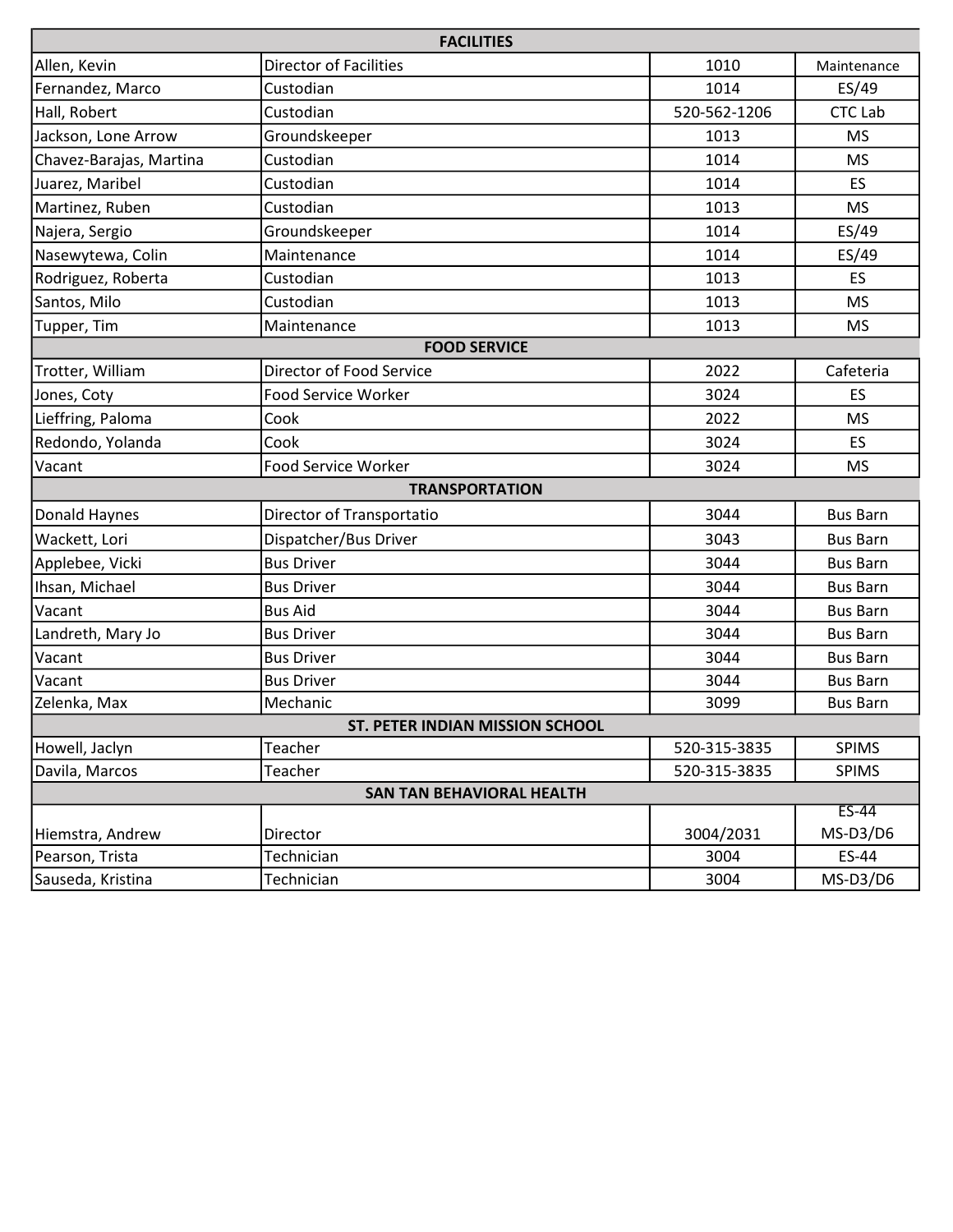| | | | |
|---|---|---|---|
| **FACILITIES** | | | |
| Allen, Kevin | Director of Facilities | 1010 | Maintenance |
| Fernandez, Marco | Custodian | 1014 | ES/49 |
| Hall, Robert | Custodian | 520-562-1206 | CTC Lab |
| Jackson, Lone Arrow | Groundskeeper | 1013 | MS |
| Chavez-Barajas, Martina | Custodian | 1014 | MS |
| Juarez, Maribel | Custodian | 1014 | ES |
| Martinez, Ruben | Custodian | 1013 | MS |
| Najera, Sergio | Groundskeeper | 1014 | ES/49 |
| Nasewytewa, Colin | Maintenance | 1014 | ES/49 |
| Rodriguez, Roberta | Custodian | 1013 | ES |
| Santos, Milo | Custodian | 1013 | MS |
| Tupper, Tim | Maintenance | 1013 | MS |
| **FOOD SERVICE** | | | |
| Trotter, William | Director of Food Service | 2022 | Cafeteria |
| Jones, Coty | Food Service Worker | 3024 | ES |
| Lieffring, Paloma | Cook | 2022 | MS |
| Redondo, Yolanda | Cook | 3024 | ES |
| Vacant | Food Service Worker | 3024 | MS |
| **TRANSPORTATION** | | | |
| Donald Haynes | Director of Transportatio | 3044 | Bus Barn |
| Wackett, Lori | Dispatcher/Bus Driver | 3043 | Bus Barn |
| Applebee, Vicki | Bus Driver | 3044 | Bus Barn |
| Ihsan, Michael | Bus Driver | 3044 | Bus Barn |
| Vacant | Bus Aid | 3044 | Bus Barn |
| Landreth, Mary Jo | Bus Driver | 3044 | Bus Barn |
| Vacant | Bus Driver | 3044 | Bus Barn |
| Vacant | Bus Driver | 3044 | Bus Barn |
| Zelenka, Max | Mechanic | 3099 | Bus Barn |
| **ST. PETER INDIAN MISSION SCHOOL** | | | |
| Howell, Jaclyn | Teacher | 520-315-3835 | SPIMS |
| Davila, Marcos | Teacher | 520-315-3835 | SPIMS |
| **SAN TAN BEHAVIORAL HEALTH** | | | |
| Hiemstra, Andrew | Director | 3004/2031 | ES-44 MS-D3/D6 |
| Pearson, Trista | Technician | 3004 | ES-44 |
| Sauseda, Kristina | Technician | 3004 | MS-D3/D6 |